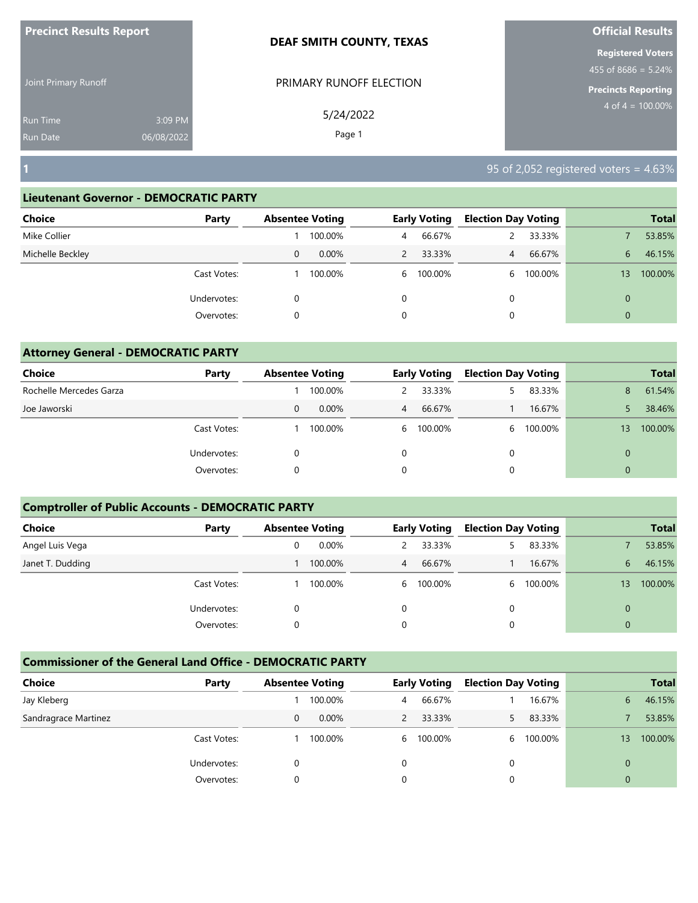**Precinct Results Report**

Joint Primary Runoff

Run Time 3:09 PM
Run Date 06/08/2022

**DEAF SMITH COUNTY, TEXAS**

PRIMARY RUNOFF ELECTION

5/24/2022

**Official Results**

**Registered Voters**
455 of 8686 = 5.24%

**Precincts Reporting**
4 of 4 = 100.00%

## 1

95 of 2,052 registered voters = 4.63%

### Lieutenant Governor - DEMOCRATIC PARTY

| Choice | Party | Absentee Voting | | Early Voting | | Election Day Voting | | Total | |
|---|---|---|---|---|---|---|---|---|---|
| Mike Collier | | 1 | 100.00% | 4 | 66.67% | 2 | 33.33% | 7 | 53.85% |
| Michelle Beckley | | 0 | 0.00% | 2 | 33.33% | 4 | 66.67% | 6 | 46.15% |
| | Cast Votes: | 1 | 100.00% | 6 | 100.00% | 6 | 100.00% | 13 | 100.00% |
| | Undervotes: | 0 | | 0 | | 0 | | 0 | |
| | Overvotes: | 0 | | 0 | | 0 | | 0 | |

### Attorney General - DEMOCRATIC PARTY

| Choice | Party | Absentee Voting | | Early Voting | | Election Day Voting | | Total | |
|---|---|---|---|---|---|---|---|---|---|
| Rochelle Mercedes Garza | | 1 | 100.00% | 2 | 33.33% | 5 | 83.33% | 8 | 61.54% |
| Joe Jaworski | | 0 | 0.00% | 4 | 66.67% | 1 | 16.67% | 5 | 38.46% |
| | Cast Votes: | 1 | 100.00% | 6 | 100.00% | 6 | 100.00% | 13 | 100.00% |
| | Undervotes: | 0 | | 0 | | 0 | | 0 | |
| | Overvotes: | 0 | | 0 | | 0 | | 0 | |

### Comptroller of Public Accounts - DEMOCRATIC PARTY

| Choice | Party | Absentee Voting | | Early Voting | | Election Day Voting | | Total | |
|---|---|---|---|---|---|---|---|---|---|
| Angel Luis Vega | | 0 | 0.00% | 2 | 33.33% | 5 | 83.33% | 7 | 53.85% |
| Janet T. Dudding | | 1 | 100.00% | 4 | 66.67% | 1 | 16.67% | 6 | 46.15% |
| | Cast Votes: | 1 | 100.00% | 6 | 100.00% | 6 | 100.00% | 13 | 100.00% |
| | Undervotes: | 0 | | 0 | | 0 | | 0 | |
| | Overvotes: | 0 | | 0 | | 0 | | 0 | |

### Commissioner of the General Land Office - DEMOCRATIC PARTY

| Choice | Party | Absentee Voting | | Early Voting | | Election Day Voting | | Total | |
|---|---|---|---|---|---|---|---|---|---|
| Jay Kleberg | | 1 | 100.00% | 4 | 66.67% | 1 | 16.67% | 6 | 46.15% |
| Sandragrace Martinez | | 0 | 0.00% | 2 | 33.33% | 5 | 83.33% | 7 | 53.85% |
| | Cast Votes: | 1 | 100.00% | 6 | 100.00% | 6 | 100.00% | 13 | 100.00% |
| | Undervotes: | 0 | | 0 | | 0 | | 0 | |
| | Overvotes: | 0 | | 0 | | 0 | | 0 | |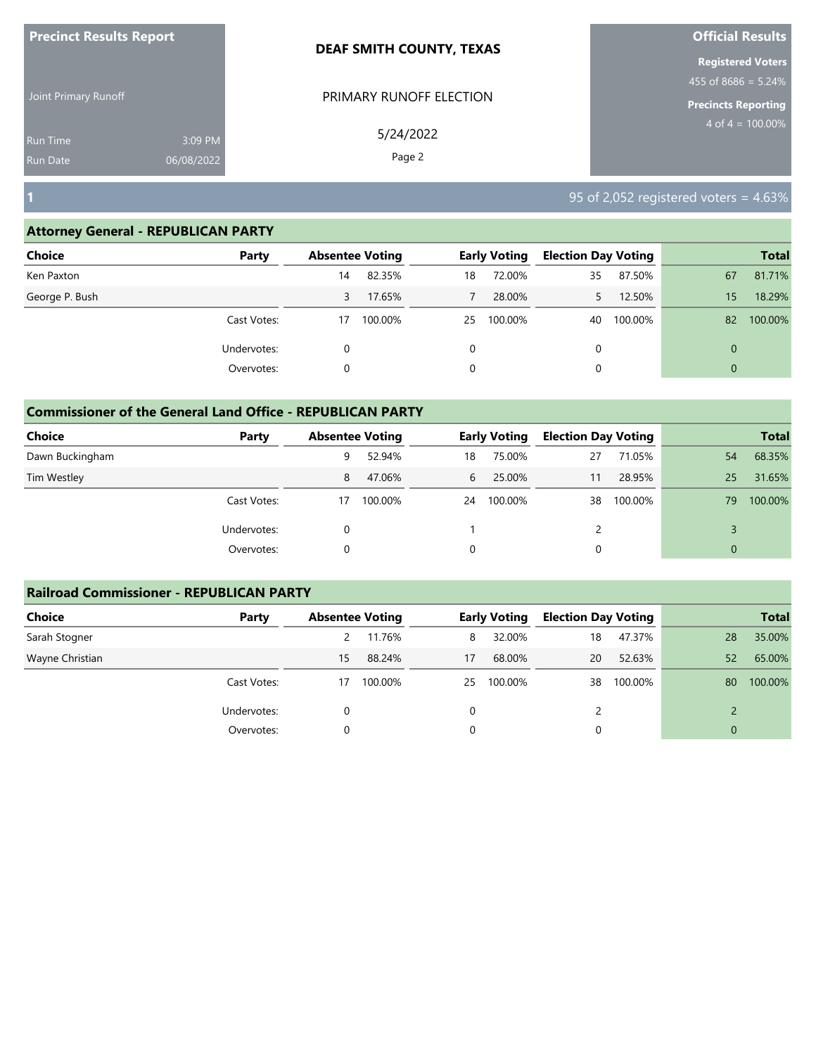**Precinct Results Report**

Joint Primary Runoff

Run Time 3:09 PM
Run Date 06/08/2022

**DEAF SMITH COUNTY, TEXAS**

PRIMARY RUNOFF ELECTION

5/24/2022

**Official Results**

**Registered Voters**
455 of 8686 = 5.24%

**Precincts Reporting**
4 of 4 = 100.00%

## 1

95 of 2,052 registered voters = 4.63%

### Attorney General - REPUBLICAN PARTY

| Choice | Party | Absentee Voting | | Early Voting | | Election Day Voting | | Total | |
|---|---|---|---|---|---|---|---|---|---|
| Ken Paxton | | 14 | 82.35% | 18 | 72.00% | 35 | 87.50% | 67 | 81.71% |
| George P. Bush | | 3 | 17.65% | 7 | 28.00% | 5 | 12.50% | 15 | 18.29% |
| | Cast Votes: | 17 | 100.00% | 25 | 100.00% | 40 | 100.00% | 82 | 100.00% |
| | Undervotes: | 0 | | 0 | | 0 | | 0 | |
| | Overvotes: | 0 | | 0 | | 0 | | 0 | |

### Commissioner of the General Land Office - REPUBLICAN PARTY

| Choice | Party | Absentee Voting | | Early Voting | | Election Day Voting | | Total | |
|---|---|---|---|---|---|---|---|---|---|
| Dawn Buckingham | | 9 | 52.94% | 18 | 75.00% | 27 | 71.05% | 54 | 68.35% |
| Tim Westley | | 8 | 47.06% | 6 | 25.00% | 11 | 28.95% | 25 | 31.65% |
| | Cast Votes: | 17 | 100.00% | 24 | 100.00% | 38 | 100.00% | 79 | 100.00% |
| | Undervotes: | 0 | | 1 | | 2 | | 3 | |
| | Overvotes: | 0 | | 0 | | 0 | | 0 | |

### Railroad Commissioner - REPUBLICAN PARTY

| Choice | Party | Absentee Voting | | Early Voting | | Election Day Voting | | Total | |
|---|---|---|---|---|---|---|---|---|---|
| Sarah Stogner | | 2 | 11.76% | 8 | 32.00% | 18 | 47.37% | 28 | 35.00% |
| Wayne Christian | | 15 | 88.24% | 17 | 68.00% | 20 | 52.63% | 52 | 65.00% |
| | Cast Votes: | 17 | 100.00% | 25 | 100.00% | 38 | 100.00% | 80 | 100.00% |
| | Undervotes: | 0 | | 0 | | 2 | | 2 | |
| | Overvotes: | 0 | | 0 | | 0 | | 0 | |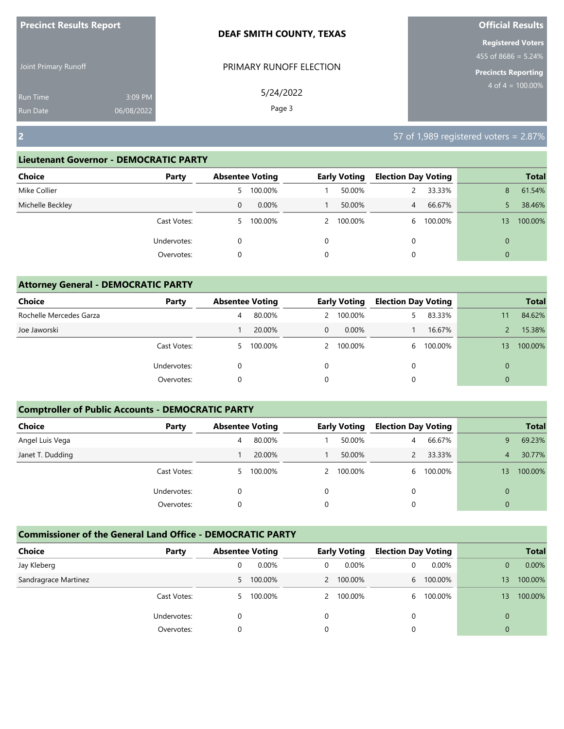**Precinct Results Report**

Joint Primary Runoff

Run Time 3:09 PM

Run Date 06/08/2022

**DEAF SMITH COUNTY, TEXAS**

PRIMARY RUNOFF ELECTION

5/24/2022

**Official Results**

**Registered Voters**

455 of 8686 = 5.24%

**Precincts Reporting**

4 of 4 = 100.00%

## 2

57 of 1,989 registered voters = 2.87%

### Lieutenant Governor - DEMOCRATIC PARTY

| Choice | Party | Absentee Voting | | Early Voting | | Election Day Voting | | Total | |
|---|---|---|---|---|---|---|---|---|---|
| Mike Collier | | 5 | 100.00% | 1 | 50.00% | 2 | 33.33% | 8 | 61.54% |
| Michelle Beckley | | 0 | 0.00% | 1 | 50.00% | 4 | 66.67% | 5 | 38.46% |
| | Cast Votes: | 5 | 100.00% | 2 | 100.00% | 6 | 100.00% | 13 | 100.00% |
| | Undervotes: | 0 | | 0 | | 0 | | 0 | |
| | Overvotes: | 0 | | 0 | | 0 | | 0 | |

### Attorney General - DEMOCRATIC PARTY

| Choice | Party | Absentee Voting | | Early Voting | | Election Day Voting | | Total | |
|---|---|---|---|---|---|---|---|---|---|
| Rochelle Mercedes Garza | | 4 | 80.00% | 2 | 100.00% | 5 | 83.33% | 11 | 84.62% |
| Joe Jaworski | | 1 | 20.00% | 0 | 0.00% | 1 | 16.67% | 2 | 15.38% |
| | Cast Votes: | 5 | 100.00% | 2 | 100.00% | 6 | 100.00% | 13 | 100.00% |
| | Undervotes: | 0 | | 0 | | 0 | | 0 | |
| | Overvotes: | 0 | | 0 | | 0 | | 0 | |

### Comptroller of Public Accounts - DEMOCRATIC PARTY

| Choice | Party | Absentee Voting | | Early Voting | | Election Day Voting | | Total | |
|---|---|---|---|---|---|---|---|---|---|
| Angel Luis Vega | | 4 | 80.00% | 1 | 50.00% | 4 | 66.67% | 9 | 69.23% |
| Janet T. Dudding | | 1 | 20.00% | 1 | 50.00% | 2 | 33.33% | 4 | 30.77% |
| | Cast Votes: | 5 | 100.00% | 2 | 100.00% | 6 | 100.00% | 13 | 100.00% |
| | Undervotes: | 0 | | 0 | | 0 | | 0 | |
| | Overvotes: | 0 | | 0 | | 0 | | 0 | |

### Commissioner of the General Land Office - DEMOCRATIC PARTY

| Choice | Party | Absentee Voting | | Early Voting | | Election Day Voting | | Total | |
|---|---|---|---|---|---|---|---|---|---|
| Jay Kleberg | | 0 | 0.00% | 0 | 0.00% | 0 | 0.00% | 0 | 0.00% |
| Sandragrace Martinez | | 5 | 100.00% | 2 | 100.00% | 6 | 100.00% | 13 | 100.00% |
| | Cast Votes: | 5 | 100.00% | 2 | 100.00% | 6 | 100.00% | 13 | 100.00% |
| | Undervotes: | 0 | | 0 | | 0 | | 0 | |
| | Overvotes: | 0 | | 0 | | 0 | | 0 | |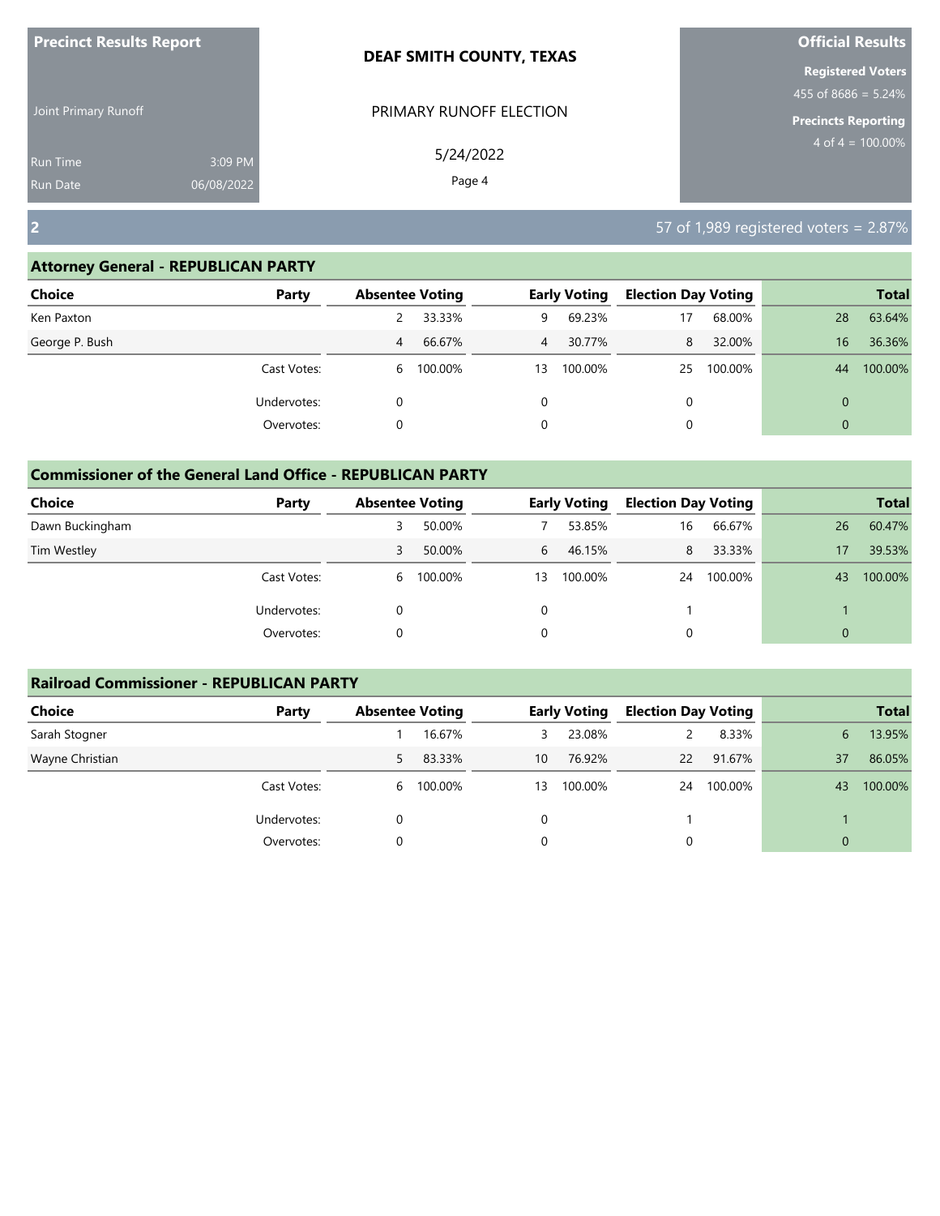**Precinct Results Report**

Joint Primary Runoff

Run Time 3:09 PM
Run Date 06/08/2022

**DEAF SMITH COUNTY, TEXAS**

PRIMARY RUNOFF ELECTION

5/24/2022

**Official Results**

**Registered Voters**
455 of 8686 = 5.24%

**Precincts Reporting**
4 of 4 = 100.00%

## 2

57 of 1,989 registered voters = 2.87%

### Attorney General - REPUBLICAN PARTY

| Choice | Party | Absentee Voting | | Early Voting | | Election Day Voting | | Total | |
|---|---|---|---|---|---|---|---|---|---|
| Ken Paxton | | 2 | 33.33% | 9 | 69.23% | 17 | 68.00% | 28 | 63.64% |
| George P. Bush | | 4 | 66.67% | 4 | 30.77% | 8 | 32.00% | 16 | 36.36% |
| | Cast Votes: | 6 | 100.00% | 13 | 100.00% | 25 | 100.00% | 44 | 100.00% |
| | Undervotes: | 0 | | 0 | | 0 | | 0 | |
| | Overvotes: | 0 | | 0 | | 0 | | 0 | |

### Commissioner of the General Land Office - REPUBLICAN PARTY

| Choice | Party | Absentee Voting | | Early Voting | | Election Day Voting | | Total | |
|---|---|---|---|---|---|---|---|---|---|
| Dawn Buckingham | | 3 | 50.00% | 7 | 53.85% | 16 | 66.67% | 26 | 60.47% |
| Tim Westley | | 3 | 50.00% | 6 | 46.15% | 8 | 33.33% | 17 | 39.53% |
| | Cast Votes: | 6 | 100.00% | 13 | 100.00% | 24 | 100.00% | 43 | 100.00% |
| | Undervotes: | 0 | | 0 | | 1 | | 1 | |
| | Overvotes: | 0 | | 0 | | 0 | | 0 | |

### Railroad Commissioner - REPUBLICAN PARTY

| Choice | Party | Absentee Voting | | Early Voting | | Election Day Voting | | Total | |
|---|---|---|---|---|---|---|---|---|---|
| Sarah Stogner | | 1 | 16.67% | 3 | 23.08% | 2 | 8.33% | 6 | 13.95% |
| Wayne Christian | | 5 | 83.33% | 10 | 76.92% | 22 | 91.67% | 37 | 86.05% |
| | Cast Votes: | 6 | 100.00% | 13 | 100.00% | 24 | 100.00% | 43 | 100.00% |
| | Undervotes: | 0 | | 0 | | 1 | | 1 | |
| | Overvotes: | 0 | | 0 | | 0 | | 0 | |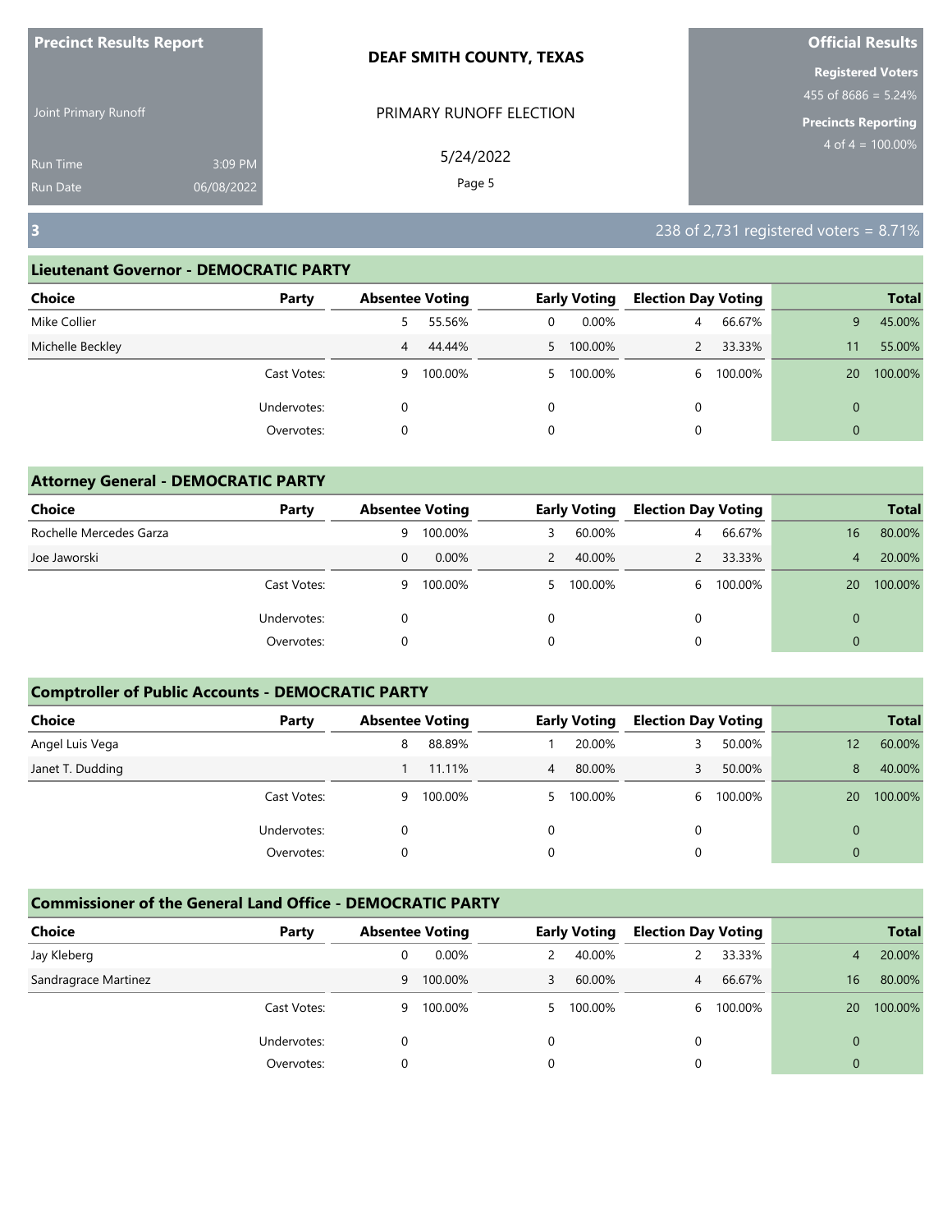**Precinct Results Report**

Joint Primary Runoff

Run Time 3:09 PM

Run Date 06/08/2022

**DEAF SMITH COUNTY, TEXAS**

PRIMARY RUNOFF ELECTION

5/24/2022

**Official Results**

**Registered Voters**

455 of 8686 = 5.24%

**Precincts Reporting**

4 of 4 = 100.00%

## 3

238 of 2,731 registered voters = 8.71%

### Lieutenant Governor - DEMOCRATIC PARTY

| Choice | Party | Absentee Voting | | Early Voting | | Election Day Voting | | Total | |
|---|---|---|---|---|---|---|---|---|---|
| Mike Collier | | 5 | 55.56% | 0 | 0.00% | 4 | 66.67% | 9 | 45.00% |
| Michelle Beckley | | 4 | 44.44% | 5 | 100.00% | 2 | 33.33% | 11 | 55.00% |
| | Cast Votes: | 9 | 100.00% | 5 | 100.00% | 6 | 100.00% | 20 | 100.00% |
| | Undervotes: | 0 | | 0 | | 0 | | 0 | |
| | Overvotes: | 0 | | 0 | | 0 | | 0 | |

### Attorney General - DEMOCRATIC PARTY

| Choice | Party | Absentee Voting | | Early Voting | | Election Day Voting | | Total | |
|---|---|---|---|---|---|---|---|---|---|
| Rochelle Mercedes Garza | | 9 | 100.00% | 3 | 60.00% | 4 | 66.67% | 16 | 80.00% |
| Joe Jaworski | | 0 | 0.00% | 2 | 40.00% | 2 | 33.33% | 4 | 20.00% |
| | Cast Votes: | 9 | 100.00% | 5 | 100.00% | 6 | 100.00% | 20 | 100.00% |
| | Undervotes: | 0 | | 0 | | 0 | | 0 | |
| | Overvotes: | 0 | | 0 | | 0 | | 0 | |

### Comptroller of Public Accounts - DEMOCRATIC PARTY

| Choice | Party | Absentee Voting | | Early Voting | | Election Day Voting | | Total | |
|---|---|---|---|---|---|---|---|---|---|
| Angel Luis Vega | | 8 | 88.89% | 1 | 20.00% | 3 | 50.00% | 12 | 60.00% |
| Janet T. Dudding | | 1 | 11.11% | 4 | 80.00% | 3 | 50.00% | 8 | 40.00% |
| | Cast Votes: | 9 | 100.00% | 5 | 100.00% | 6 | 100.00% | 20 | 100.00% |
| | Undervotes: | 0 | | 0 | | 0 | | 0 | |
| | Overvotes: | 0 | | 0 | | 0 | | 0 | |

### Commissioner of the General Land Office - DEMOCRATIC PARTY

| Choice | Party | Absentee Voting | | Early Voting | | Election Day Voting | | Total | |
|---|---|---|---|---|---|---|---|---|---|
| Jay Kleberg | | 0 | 0.00% | 2 | 40.00% | 2 | 33.33% | 4 | 20.00% |
| Sandragrace Martinez | | 9 | 100.00% | 3 | 60.00% | 4 | 66.67% | 16 | 80.00% |
| | Cast Votes: | 9 | 100.00% | 5 | 100.00% | 6 | 100.00% | 20 | 100.00% |
| | Undervotes: | 0 | | 0 | | 0 | | 0 | |
| | Overvotes: | 0 | | 0 | | 0 | | 0 | |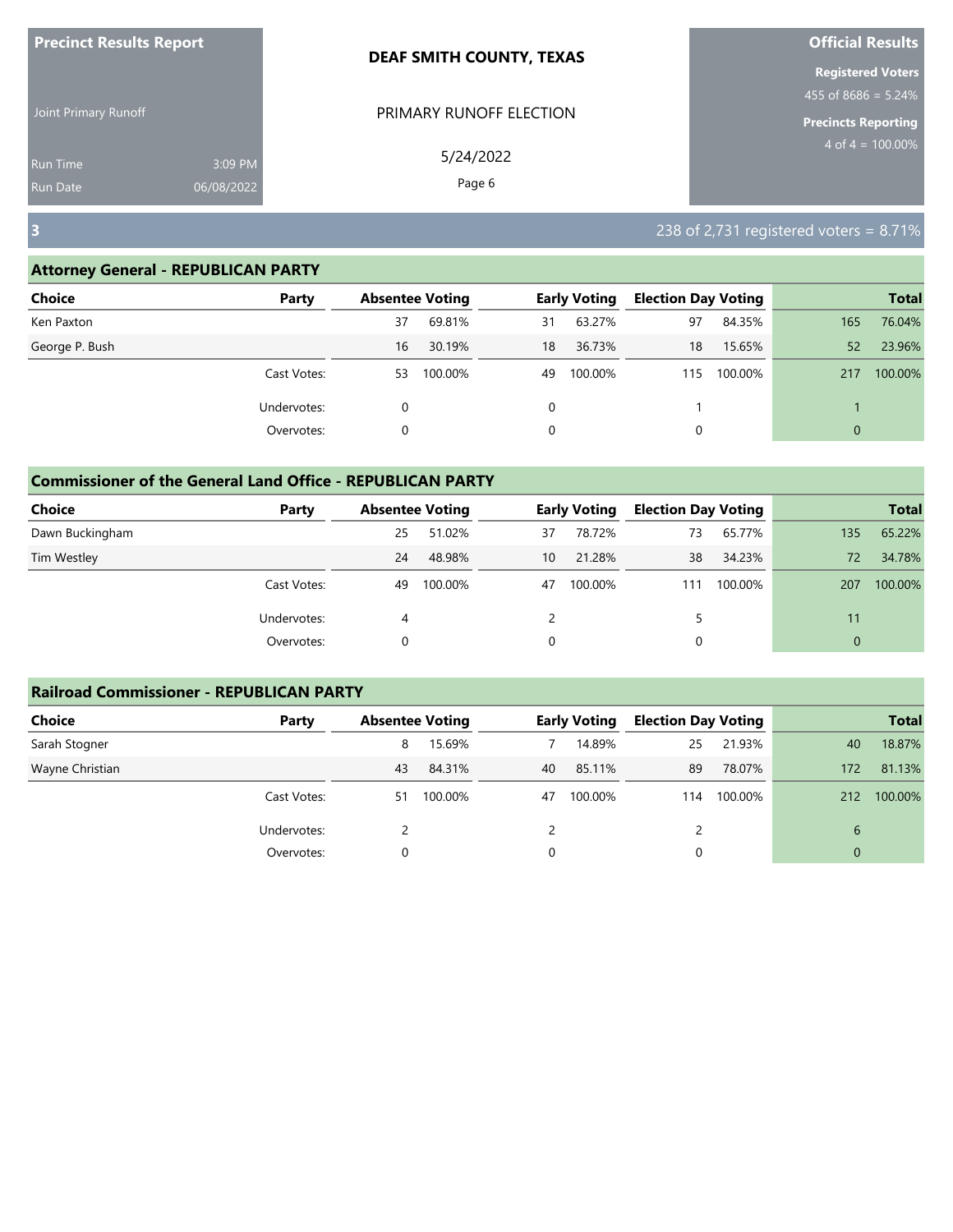**Precinct Results Report**

Joint Primary Runoff

Run Time 3:09 PM
Run Date 06/08/2022

**DEAF SMITH COUNTY, TEXAS**

PRIMARY RUNOFF ELECTION

5/24/2022

**Official Results**

**Registered Voters**
455 of 8686 = 5.24%

**Precincts Reporting**
4 of 4 = 100.00%

## 3

238 of 2,731 registered voters = 8.71%

### Attorney General - REPUBLICAN PARTY

| Choice | Party | Absentee Voting | | Early Voting | | Election Day Voting | | Total | |
|---|---|---|---|---|---|---|---|---|---|
| Ken Paxton | | 37 | 69.81% | 31 | 63.27% | 97 | 84.35% | 165 | 76.04% |
| George P. Bush | | 16 | 30.19% | 18 | 36.73% | 18 | 15.65% | 52 | 23.96% |
| | Cast Votes: | 53 | 100.00% | 49 | 100.00% | 115 | 100.00% | 217 | 100.00% |
| | Undervotes: | 0 | | 0 | | 1 | | 1 | |
| | Overvotes: | 0 | | 0 | | 0 | | 0 | |

### Commissioner of the General Land Office - REPUBLICAN PARTY

| Choice | Party | Absentee Voting | | Early Voting | | Election Day Voting | | Total | |
|---|---|---|---|---|---|---|---|---|---|
| Dawn Buckingham | | 25 | 51.02% | 37 | 78.72% | 73 | 65.77% | 135 | 65.22% |
| Tim Westley | | 24 | 48.98% | 10 | 21.28% | 38 | 34.23% | 72 | 34.78% |
| | Cast Votes: | 49 | 100.00% | 47 | 100.00% | 111 | 100.00% | 207 | 100.00% |
| | Undervotes: | 4 | | 2 | | 5 | | 11 | |
| | Overvotes: | 0 | | 0 | | 0 | | 0 | |

### Railroad Commissioner - REPUBLICAN PARTY

| Choice | Party | Absentee Voting | | Early Voting | | Election Day Voting | | Total | |
|---|---|---|---|---|---|---|---|---|---|
| Sarah Stogner | | 8 | 15.69% | 7 | 14.89% | 25 | 21.93% | 40 | 18.87% |
| Wayne Christian | | 43 | 84.31% | 40 | 85.11% | 89 | 78.07% | 172 | 81.13% |
| | Cast Votes: | 51 | 100.00% | 47 | 100.00% | 114 | 100.00% | 212 | 100.00% |
| | Undervotes: | 2 | | 2 | | 2 | | 6 | |
| | Overvotes: | 0 | | 0 | | 0 | | 0 | |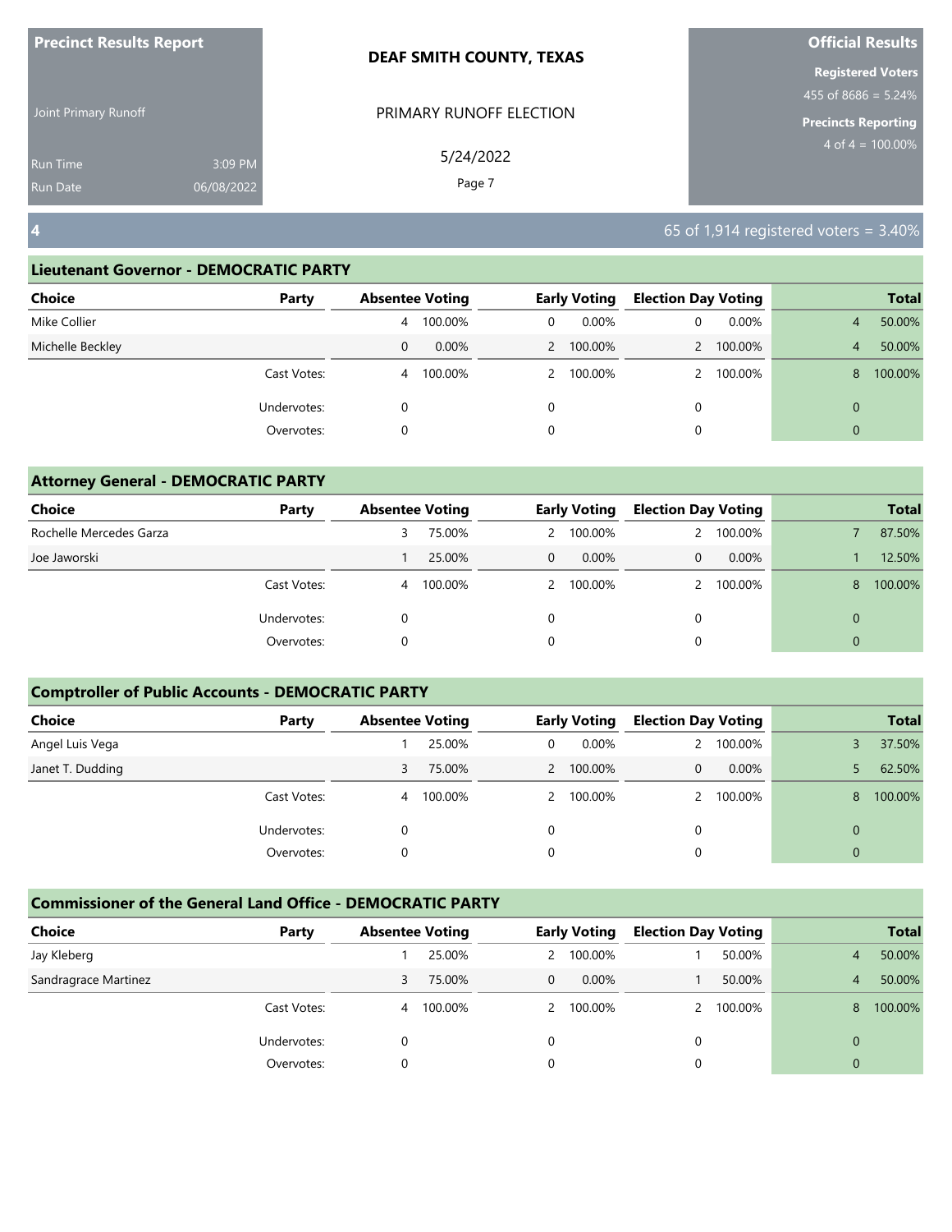**Precinct Results Report**

Joint Primary Runoff

Run Time 3:09 PM
Run Date 06/08/2022

**DEAF SMITH COUNTY, TEXAS**

PRIMARY RUNOFF ELECTION

5/24/2022

**Official Results**

**Registered Voters**
455 of 8686 = 5.24%

**Precincts Reporting**
4 of 4 = 100.00%

## 4

65 of 1,914 registered voters = 3.40%

### Lieutenant Governor - DEMOCRATIC PARTY

| Choice | Party | Absentee Voting | | Early Voting | | Election Day Voting | | Total | |
|---|---|---|---|---|---|---|---|---|---|
| Mike Collier | | 4 | 100.00% | 0 | 0.00% | 0 | 0.00% | 4 | 50.00% |
| Michelle Beckley | | 0 | 0.00% | 2 | 100.00% | 2 | 100.00% | 4 | 50.00% |
| | Cast Votes: | 4 | 100.00% | 2 | 100.00% | 2 | 100.00% | 8 | 100.00% |
| | Undervotes: | 0 | | 0 | | 0 | | 0 | |
| | Overvotes: | 0 | | 0 | | 0 | | 0 | |

### Attorney General - DEMOCRATIC PARTY

| Choice | Party | Absentee Voting | | Early Voting | | Election Day Voting | | Total | |
|---|---|---|---|---|---|---|---|---|---|
| Rochelle Mercedes Garza | | 3 | 75.00% | 2 | 100.00% | 2 | 100.00% | 7 | 87.50% |
| Joe Jaworski | | 1 | 25.00% | 0 | 0.00% | 0 | 0.00% | 1 | 12.50% |
| | Cast Votes: | 4 | 100.00% | 2 | 100.00% | 2 | 100.00% | 8 | 100.00% |
| | Undervotes: | 0 | | 0 | | 0 | | 0 | |
| | Overvotes: | 0 | | 0 | | 0 | | 0 | |

### Comptroller of Public Accounts - DEMOCRATIC PARTY

| Choice | Party | Absentee Voting | | Early Voting | | Election Day Voting | | Total | |
|---|---|---|---|---|---|---|---|---|---|
| Angel Luis Vega | | 1 | 25.00% | 0 | 0.00% | 2 | 100.00% | 3 | 37.50% |
| Janet T. Dudding | | 3 | 75.00% | 2 | 100.00% | 0 | 0.00% | 5 | 62.50% |
| | Cast Votes: | 4 | 100.00% | 2 | 100.00% | 2 | 100.00% | 8 | 100.00% |
| | Undervotes: | 0 | | 0 | | 0 | | 0 | |
| | Overvotes: | 0 | | 0 | | 0 | | 0 | |

### Commissioner of the General Land Office - DEMOCRATIC PARTY

| Choice | Party | Absentee Voting | | Early Voting | | Election Day Voting | | Total | |
|---|---|---|---|---|---|---|---|---|---|
| Jay Kleberg | | 1 | 25.00% | 2 | 100.00% | 1 | 50.00% | 4 | 50.00% |
| Sandragrace Martinez | | 3 | 75.00% | 0 | 0.00% | 1 | 50.00% | 4 | 50.00% |
| | Cast Votes: | 4 | 100.00% | 2 | 100.00% | 2 | 100.00% | 8 | 100.00% |
| | Undervotes: | 0 | | 0 | | 0 | | 0 | |
| | Overvotes: | 0 | | 0 | | 0 | | 0 | |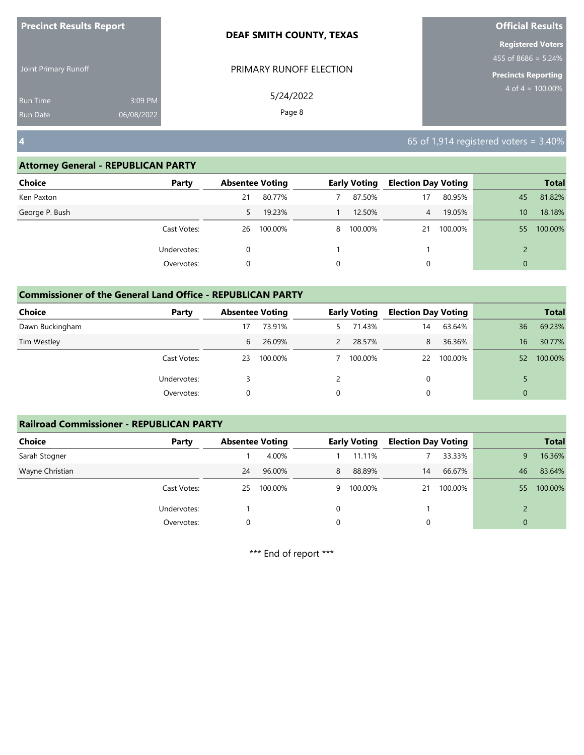**Precinct Results Report**

Joint Primary Runoff

Run Time 3:09 PM
Run Date 06/08/2022

**DEAF SMITH COUNTY, TEXAS**

PRIMARY RUNOFF ELECTION

5/24/2022

**Official Results**

**Registered Voters**
455 of 8686 = 5.24%

**Precincts Reporting**
4 of 4 = 100.00%

## 4

65 of 1,914 registered voters = 3.40%

### Attorney General - REPUBLICAN PARTY

| Choice | Party | Absentee Voting | | Early Voting | | Election Day Voting | | Total | |
|---|---|---|---|---|---|---|---|---|---|
| Ken Paxton | | 21 | 80.77% | 7 | 87.50% | 17 | 80.95% | 45 | 81.82% |
| George P. Bush | | 5 | 19.23% | 1 | 12.50% | 4 | 19.05% | 10 | 18.18% |
| | Cast Votes: | 26 | 100.00% | 8 | 100.00% | 21 | 100.00% | 55 | 100.00% |
| | Undervotes: | 0 | | 1 | | 1 | | 2 | |
| | Overvotes: | 0 | | 0 | | 0 | | 0 | |

### Commissioner of the General Land Office - REPUBLICAN PARTY

| Choice | Party | Absentee Voting | | Early Voting | | Election Day Voting | | Total | |
|---|---|---|---|---|---|---|---|---|---|
| Dawn Buckingham | | 17 | 73.91% | 5 | 71.43% | 14 | 63.64% | 36 | 69.23% |
| Tim Westley | | 6 | 26.09% | 2 | 28.57% | 8 | 36.36% | 16 | 30.77% |
| | Cast Votes: | 23 | 100.00% | 7 | 100.00% | 22 | 100.00% | 52 | 100.00% |
| | Undervotes: | 3 | | 2 | | 0 | | 5 | |
| | Overvotes: | 0 | | 0 | | 0 | | 0 | |

### Railroad Commissioner - REPUBLICAN PARTY

| Choice | Party | Absentee Voting | | Early Voting | | Election Day Voting | | Total | |
|---|---|---|---|---|---|---|---|---|---|
| Sarah Stogner | | 1 | 4.00% | 1 | 11.11% | 7 | 33.33% | 9 | 16.36% |
| Wayne Christian | | 24 | 96.00% | 8 | 88.89% | 14 | 66.67% | 46 | 83.64% |
| | Cast Votes: | 25 | 100.00% | 9 | 100.00% | 21 | 100.00% | 55 | 100.00% |
| | Undervotes: | 1 | | 0 | | 1 | | 2 | |
| | Overvotes: | 0 | | 0 | | 0 | | 0 | |

*** End of report ***